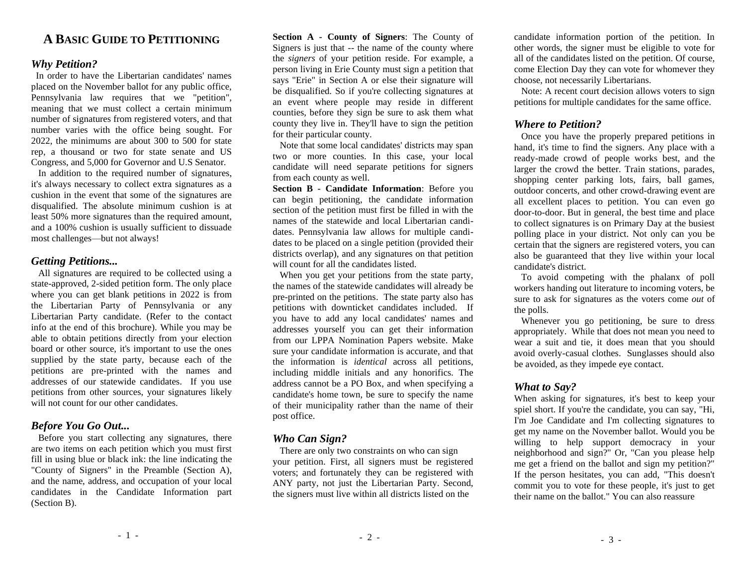# A Basic Guide to Petitioning

### *Why Petition?*

In order to have the Libertarian candidates' names placed on the November ballot for any public office, Pennsylvania law requires that we "petition", meaning that we must collect a certain minimum number of signatures from registered voters, and that number varies with the office being sought. For 2022, the minimums are about 300 to 500 for state rep, a thousand or two for state senate and US Congress, and 5,000 for Governor and U.S Senator.

In addition to the required number of signatures, it's always necessary to collect extra signatures as a cushion in the event that some of the signatures are disqualified. The absolute minimum cushion is at least 50% more signatures than the required amount, and a 100% cushion is usually sufficient to dissuade most challenges—but not always!

### *Getting Petitions...*

All signatures are required to be collected using a state-approved, 2-sided petition form. The only place where you can get blank petitions in 2022 is from the Libertarian Party of Pennsylvania or any Libertarian Party candidate. (Refer to the contact info at the end of this brochure). While you may be able to obtain petitions directly from your election board or other source, it's important to use the ones supplied by the state party, because each of the petitions are pre-printed with the names and addresses of our statewide candidates. If you use petitions from other sources, your signatures likely will not count for our other candidates.

### *Before You Go Out...*

Before you start collecting any signatures, there are two items on each petition which you must first fill in using blue or black ink: the line indicating the "County of Signers" in the Preamble (Section A), and the name, address, and occupation of your local candidates in the Candidate Information part (Section B).

**Section A - County of Signers**: The County of Signers is just that -- the name of the county where the *signers* of your petition reside. For example, a person living in Erie County must sign a petition that says "Erie" in Section A or else their signature will be disqualified. So if you're collecting signatures at an event where people may reside in different counties, before they sign be sure to ask them what county they live in. They'll have to sign the petition for their particular county.

Note that some local candidates' districts may span two or more counties. In this case, your local candidate will need separate petitions for signers from each county as well.

**Section B - Candidate Information**: Before you can begin petitioning, the candidate information section of the petition must first be filled in with the names of the statewide and local Libertarian candidates. Pennsylvania law allows for multiple candidates to be placed on a single petition (provided their districts overlap), and any signatures on that petition will count for all the candidates listed.

When you get your petitions from the state party, the names of the statewide candidates will already be pre-printed on the petitions. The state party also has petitions with downticket candidates included. If you have to add any local candidates' names and addresses yourself you can get their information from our LPPA Nomination Papers website. Make sure your candidate information is accurate, and that the information is *identical* across all petitions, including middle initials and any honorifics. The address cannot be a PO Box, and when specifying a candidate's home town, be sure to specify the name of their municipality rather than the name of their post office.

### *Who Can Sign?*

There are only two constraints on who can sign your petition. First, all signers must be registered voters; and fortunately they can be registered with ANY party, not just the Libertarian Party. Second, the signers must live within all districts listed on the candidate information portion of the petition. In other words, the signer must be eligible to vote for all of the candidates listed on the petition. Of course, come Election Day they can vote for whomever they choose, not necessarily Libertarians.

Note: A recent court decision allows voters to sign petitions for multiple candidates for the same office.

### *Where to Petition?*

Once you have the properly prepared petitions in hand, it's time to find the signers. Any place with a ready-made crowd of people works best, and the larger the crowd the better. Train stations, parades, shopping center parking lots, fairs, ball games, outdoor concerts, and other crowd-drawing event are all excellent places to petition. You can even go door-to-door. But in general, the best time and place to collect signatures is on Primary Day at the busiest polling place in your district. Not only can you be certain that the signers are registered voters, you can also be guaranteed that they live within your local candidate's district.

To avoid competing with the phalanx of poll workers handing out literature to incoming voters, be sure to ask for signatures as the voters come *out* of the polls.

Whenever you go petitioning, be sure to dress appropriately. While that does not mean you need to wear a suit and tie, it does mean that you should avoid overly-casual clothes. Sunglasses should also be avoided, as they impede eye contact.

### *What to Say?*

When asking for signatures, it's best to keep your spiel short. If you're the candidate, you can say, "Hi, I'm Joe Candidate and I'm collecting signatures to get my name on the November ballot. Would you be willing to help support democracy in your neighborhood and sign?" Or, "Can you please help me get a friend on the ballot and sign my petition?" If the person hesitates, you can add, "This doesn't commit you to vote for these people, it's just to get their name on the ballot." You can also reassure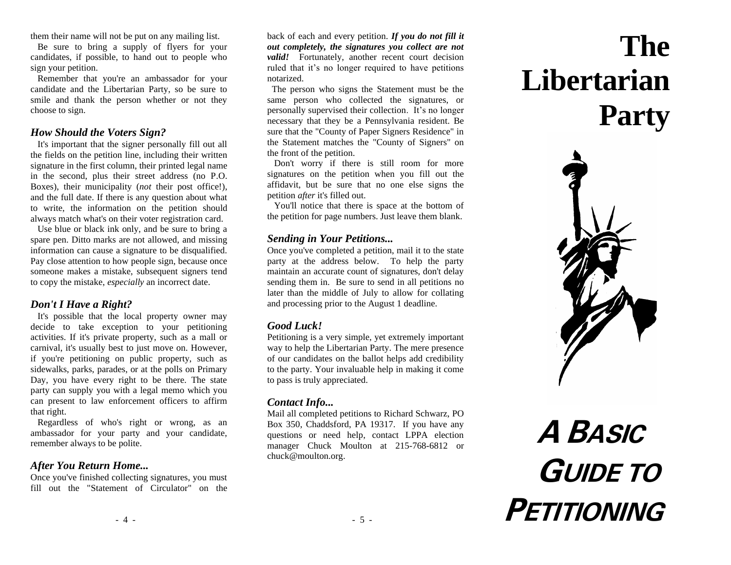them their name will not be put on any mailing list.

Be sure to bring a supply of flyers for your candidates, if possible, to hand out to people who sign your petition.

Remember that you're an ambassador for your candidate and the Libertarian Party, so be sure to smile and thank the person whether or not they choose to sign.

### *How Should the Voters Sign?*

It's important that the signer personally fill out all the fields on the petition line, including their written signature in the first column, their printed legal name in the second, plus their street address (no P.O. Boxes), their municipality (*not* their post office!), and the full date. If there is any question about what to write, the information on the petition should always match what's on their voter registration card.

Use blue or black ink only, and be sure to bring a spare pen. Ditto marks are not allowed, and missing information can cause a signature to be disqualified. Pay close attention to how people sign, because once someone makes a mistake, subsequent signers tend to copy the mistake, *especially* an incorrect date.

### *Don't I Have a Right?*

It's possible that the local property owner may decide to take exception to your petitioning activities. If it's private property, such as a mall or carnival, it's usually best to just move on. However, if you're petitioning on public property, such as sidewalks, parks, parades, or at the polls on Primary Day, you have every right to be there. The state party can supply you with a legal memo which you can present to law enforcement officers to affirm that right.

Regardless of who's right or wrong, as an ambassador for your party and your candidate, remember always to be polite.

### *After You Return Home...*

Once you've finished collecting signatures, you must fill out the "Statement of Circulator" on the back of each and every petition. ***If you do not fill it out completely, the signatures you collect are not valid!*** Fortunately, another recent court decision ruled that it's no longer required to have petitions notarized.

The person who signs the Statement must be the same person who collected the signatures, or personally supervised their collection. It's no longer necessary that they be a Pennsylvania resident. Be sure that the "County of Paper Signers Residence" in the Statement matches the "County of Signers" on the front of the petition.

Don't worry if there is still room for more signatures on the petition when you fill out the affidavit, but be sure that no one else signs the petition *after* it's filled out.

You'll notice that there is space at the bottom of the petition for page numbers. Just leave them blank.

### *Sending in Your Petitions...*

Once you've completed a petition, mail it to the state party at the address below. To help the party maintain an accurate count of signatures, don't delay sending them in. Be sure to send in all petitions no later than the middle of July to allow for collating and processing prior to the August 1 deadline.

### *Good Luck!*

Petitioning is a very simple, yet extremely important way to help the Libertarian Party. The mere presence of our candidates on the ballot helps add credibility to the party. Your invaluable help in making it come to pass is truly appreciated.

### *Contact Info...*

Mail all completed petitions to Richard Schwarz, PO Box 350, Chaddsford, PA 19317. If you have any questions or need help, contact LPPA election manager Chuck Moulton at 215-768-6812 or chuck@moulton.org.

# The Libertarian Party

# A Basic Guide to Petitioning